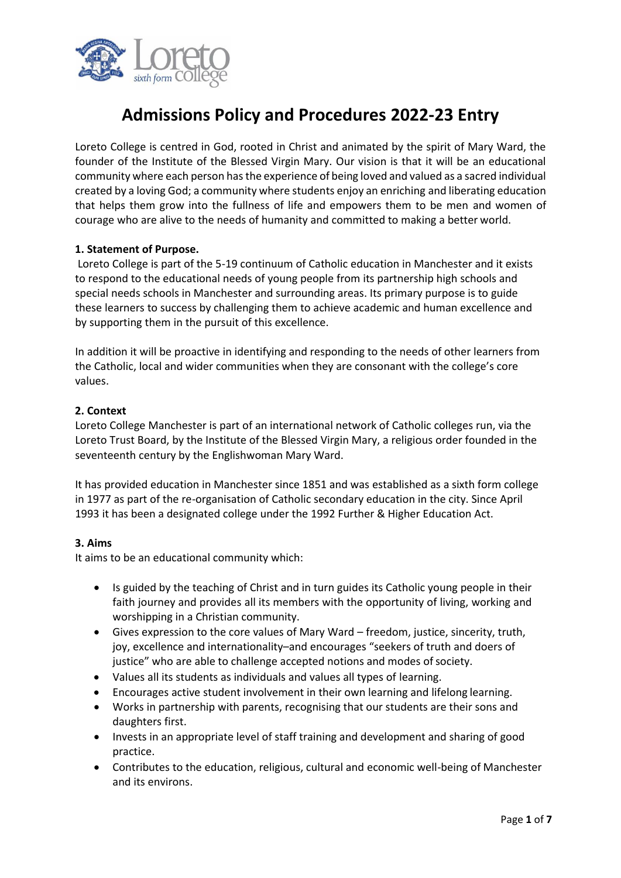# Admissions Policy and Procedures 2022-23 Entry

Loreto College is centred in God, rooted in Christ and animated by the spirit of Mary Ward, the founder of the Institute of the Blessed Virgin Mary. Our vision is that it will be an educational community where each person has the experience of being loved and valued as a sacred individual created by a loving God; a community where students enjoy an enriching and liberating education that helps them grow into the fullness of life and empowers them to be men and women of courage who are alive to the needs of humanity and committed to making a better world.

**1. Statement of Purpose.**

Loreto College is part of the 5-19 continuum of Catholic education in Manchester and it exists to respond to the educational needs of young people from its partnership high schools and special needs schools in Manchester and surrounding areas. Its primary purpose is to guide these learners to success by challenging them to achieve academic and human excellence and by supporting them in the pursuit of this excellence.

In addition it will be proactive in identifying and responding to the needs of other learners from the Catholic, local and wider communities when they are consonant with the college's core values.

**2. Context**

Loreto College Manchester is part of an international network of Catholic colleges run, via the Loreto Trust Board, by the Institute of the Blessed Virgin Mary, a religious order founded in the seventeenth century by the Englishwoman Mary Ward.

It has provided education in Manchester since 1851 and was established as a sixth form college in 1977 as part of the re-organisation of Catholic secondary education in the city. Since April 1993 it has been a designated college under the 1992 Further & Higher Education Act.

**3. Aims**

It aims to be an educational community which:

- Is guided by the teaching of Christ and in turn guides its Catholic young people in their faith journey and provides all its members with the opportunity of living, working and worshipping in a Christian community.
- Gives expression to the core values of Mary Ward – freedom, justice, sincerity, truth, joy, excellence and internationality–and encourages "seekers of truth and doers of justice" who are able to challenge accepted notions and modes of society.
- Values all its students as individuals and values all types of learning.
- Encourages active student involvement in their own learning and lifelong learning.
- Works in partnership with parents, recognising that our students are their sons and daughters first.
- Invests in an appropriate level of staff training and development and sharing of good practice.
- Contributes to the education, religious, cultural and economic well-being of Manchester and its environs.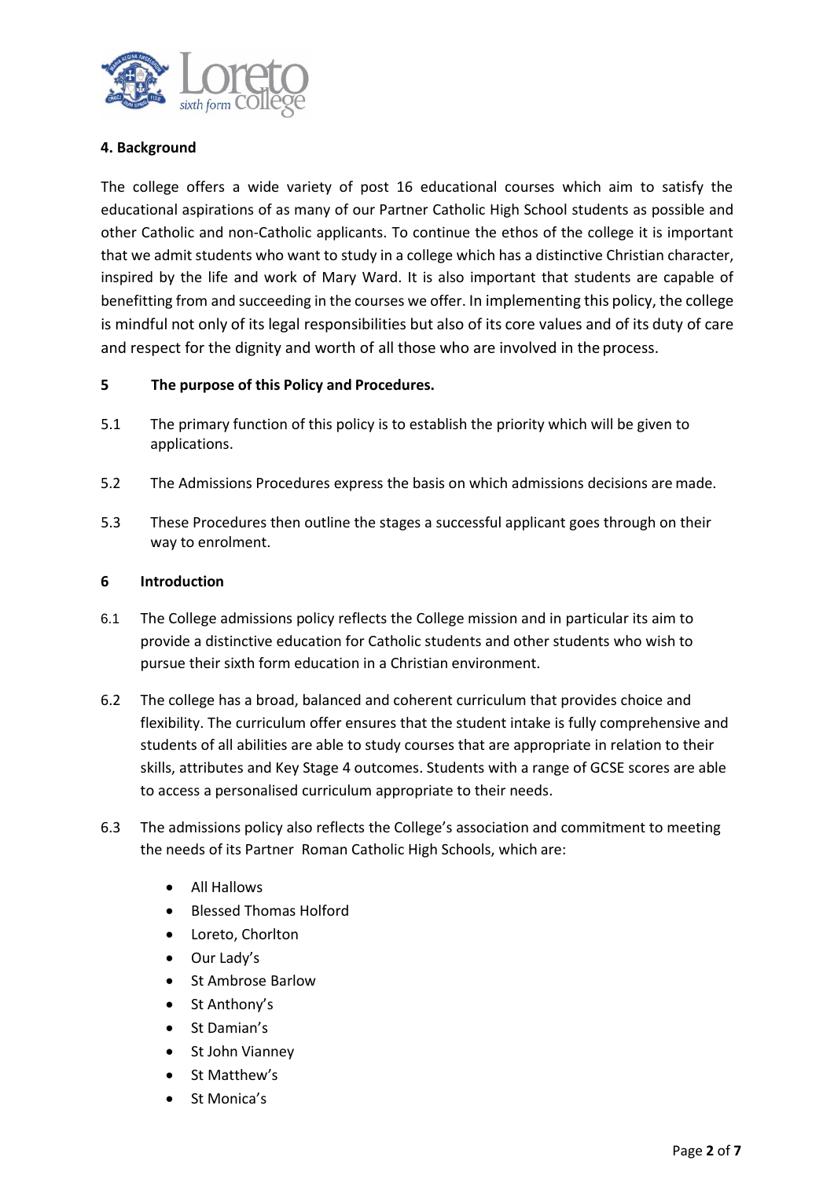## 4. Background

The college offers a wide variety of post 16 educational courses which aim to satisfy the educational aspirations of as many of our Partner Catholic High School students as possible and other Catholic and non-Catholic applicants. To continue the ethos of the college it is important that we admit students who want to study in a college which has a distinctive Christian character, inspired by the life and work of Mary Ward. It is also important that students are capable of benefitting from and succeeding in the courses we offer. In implementing this policy, the college is mindful not only of its legal responsibilities but also of its core values and of its duty of care and respect for the dignity and worth of all those who are involved in the process.

## 5 The purpose of this Policy and Procedures.

5.1 The primary function of this policy is to establish the priority which will be given to applications.

5.2 The Admissions Procedures express the basis on which admissions decisions are made.

5.3 These Procedures then outline the stages a successful applicant goes through on their way to enrolment.

## 6 Introduction

6.1 The College admissions policy reflects the College mission and in particular its aim to provide a distinctive education for Catholic students and other students who wish to pursue their sixth form education in a Christian environment.

6.2 The college has a broad, balanced and coherent curriculum that provides choice and flexibility. The curriculum offer ensures that the student intake is fully comprehensive and students of all abilities are able to study courses that are appropriate in relation to their skills, attributes and Key Stage 4 outcomes. Students with a range of GCSE scores are able to access a personalised curriculum appropriate to their needs.

6.3 The admissions policy also reflects the College's association and commitment to meeting the needs of its Partner Roman Catholic High Schools, which are:

- All Hallows
- Blessed Thomas Holford
- Loreto, Chorlton
- Our Lady's
- St Ambrose Barlow
- St Anthony's
- St Damian's
- St John Vianney
- St Matthew's
- St Monica's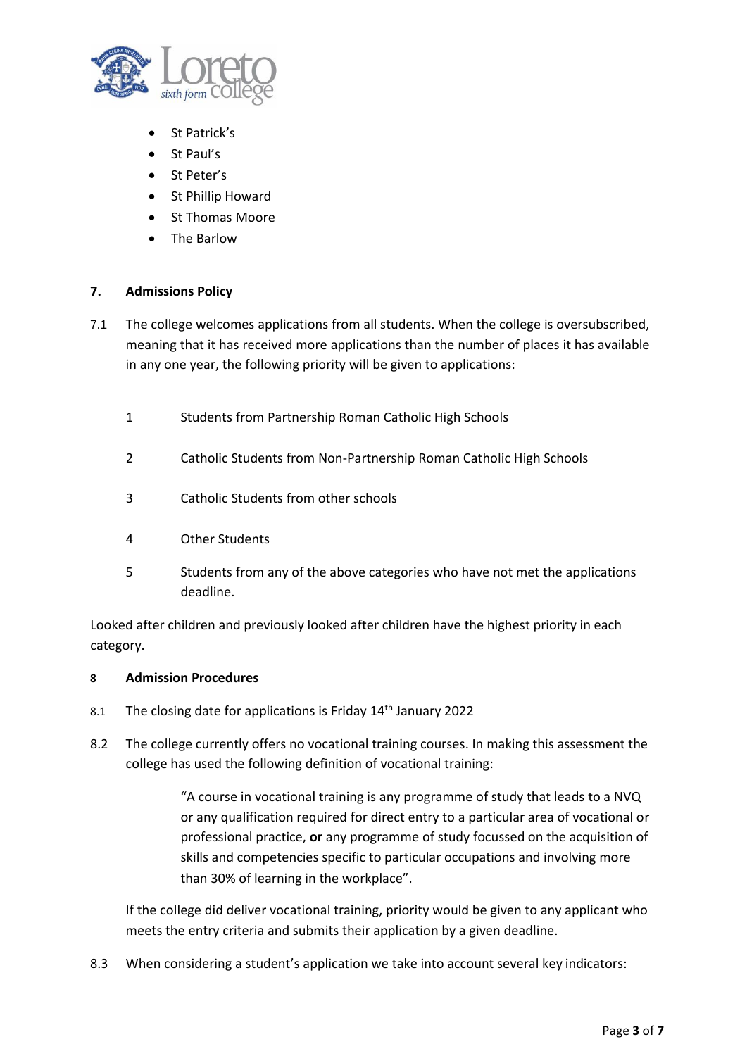- St Patrick's
- St Paul's
- St Peter's
- St Phillip Howard
- St Thomas Moore
- The Barlow

## 7. Admissions Policy

7.1 The college welcomes applications from all students. When the college is oversubscribed, meaning that it has received more applications than the number of places it has available in any one year, the following priority will be given to applications:

1. Students from Partnership Roman Catholic High Schools
2. Catholic Students from Non-Partnership Roman Catholic High Schools
3. Catholic Students from other schools
4. Other Students
5. Students from any of the above categories who have not met the applications deadline.

Looked after children and previously looked after children have the highest priority in each category.

## 8 Admission Procedures

8.1 The closing date for applications is Friday 14th January 2022

8.2 The college currently offers no vocational training courses. In making this assessment the college has used the following definition of vocational training:

> "A course in vocational training is any programme of study that leads to a NVQ or any qualification required for direct entry to a particular area of vocational or professional practice, **or** any programme of study focussed on the acquisition of skills and competencies specific to particular occupations and involving more than 30% of learning in the workplace".

If the college did deliver vocational training, priority would be given to any applicant who meets the entry criteria and submits their application by a given deadline.

8.3 When considering a student's application we take into account several key indicators: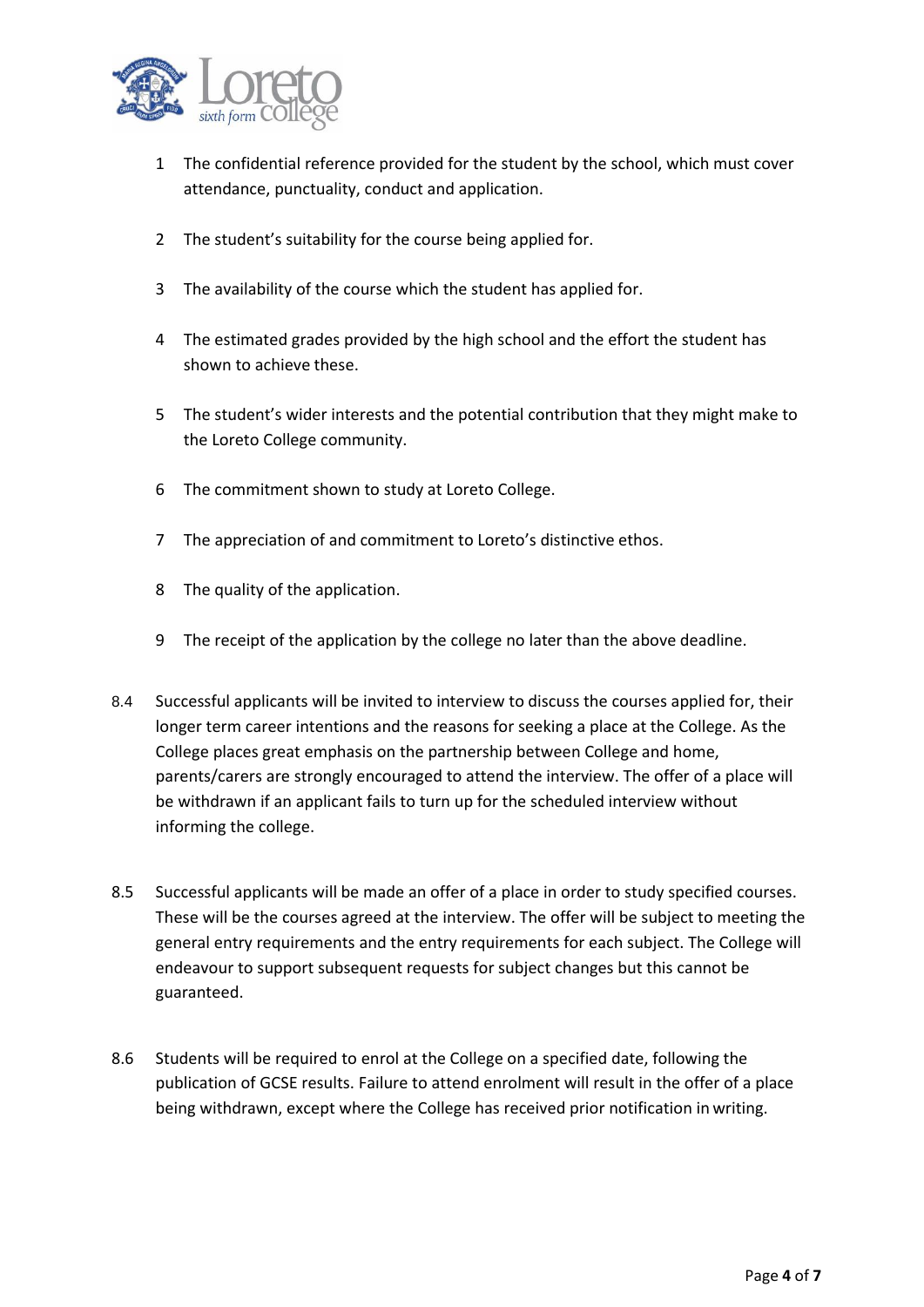1. The confidential reference provided for the student by the school, which must cover attendance, punctuality, conduct and application.
2. The student's suitability for the course being applied for.
3. The availability of the course which the student has applied for.
4. The estimated grades provided by the high school and the effort the student has shown to achieve these.
5. The student's wider interests and the potential contribution that they might make to the Loreto College community.
6. The commitment shown to study at Loreto College.
7. The appreciation of and commitment to Loreto's distinctive ethos.
8. The quality of the application.
9. The receipt of the application by the college no later than the above deadline.

8.4 Successful applicants will be invited to interview to discuss the courses applied for, their longer term career intentions and the reasons for seeking a place at the College. As the College places great emphasis on the partnership between College and home, parents/carers are strongly encouraged to attend the interview. The offer of a place will be withdrawn if an applicant fails to turn up for the scheduled interview without informing the college.

8.5 Successful applicants will be made an offer of a place in order to study specified courses. These will be the courses agreed at the interview. The offer will be subject to meeting the general entry requirements and the entry requirements for each subject. The College will endeavour to support subsequent requests for subject changes but this cannot be guaranteed.

8.6 Students will be required to enrol at the College on a specified date, following the publication of GCSE results. Failure to attend enrolment will result in the offer of a place being withdrawn, except where the College has received prior notification in writing.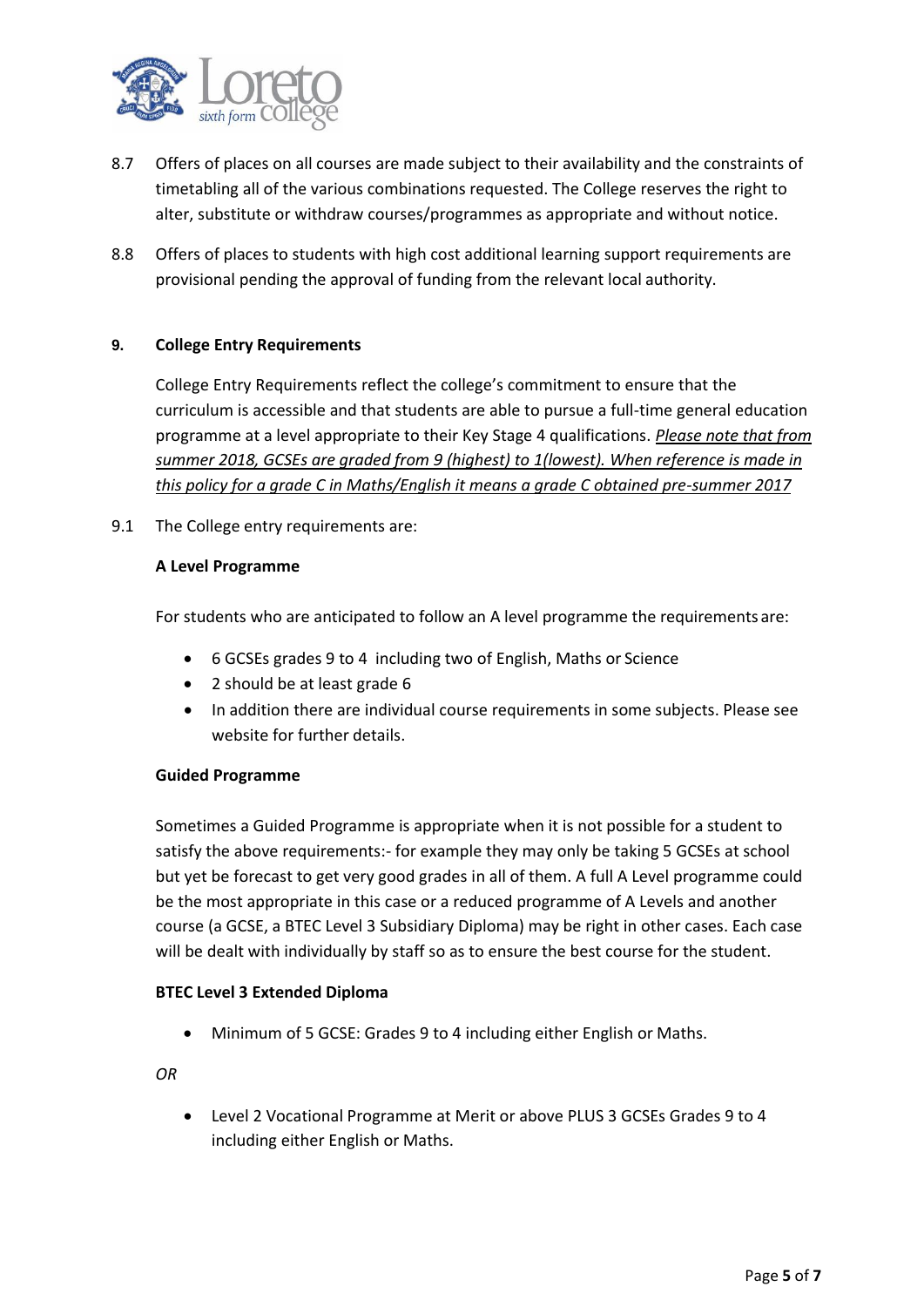8.7 Offers of places on all courses are made subject to their availability and the constraints of timetabling all of the various combinations requested. The College reserves the right to alter, substitute or withdraw courses/programmes as appropriate and without notice.

8.8 Offers of places to students with high cost additional learning support requirements are provisional pending the approval of funding from the relevant local authority.

## 9. College Entry Requirements

College Entry Requirements reflect the college's commitment to ensure that the curriculum is accessible and that students are able to pursue a full-time general education programme at a level appropriate to their Key Stage 4 qualifications. *Please note that from summer 2018, GCSEs are graded from 9 (highest) to 1(lowest). When reference is made in this policy for a grade C in Maths/English it means a grade C obtained pre-summer 2017*

9.1 The College entry requirements are:

**A Level Programme**

For students who are anticipated to follow an A level programme the requirements are:

- 6 GCSEs grades 9 to 4 including two of English, Maths or Science
- 2 should be at least grade 6
- In addition there are individual course requirements in some subjects. Please see website for further details.

**Guided Programme**

Sometimes a Guided Programme is appropriate when it is not possible for a student to satisfy the above requirements:- for example they may only be taking 5 GCSEs at school but yet be forecast to get very good grades in all of them. A full A Level programme could be the most appropriate in this case or a reduced programme of A Levels and another course (a GCSE, a BTEC Level 3 Subsidiary Diploma) may be right in other cases. Each case will be dealt with individually by staff so as to ensure the best course for the student.

**BTEC Level 3 Extended Diploma**

- Minimum of 5 GCSE: Grades 9 to 4 including either English or Maths.

*OR*

- Level 2 Vocational Programme at Merit or above PLUS 3 GCSEs Grades 9 to 4 including either English or Maths.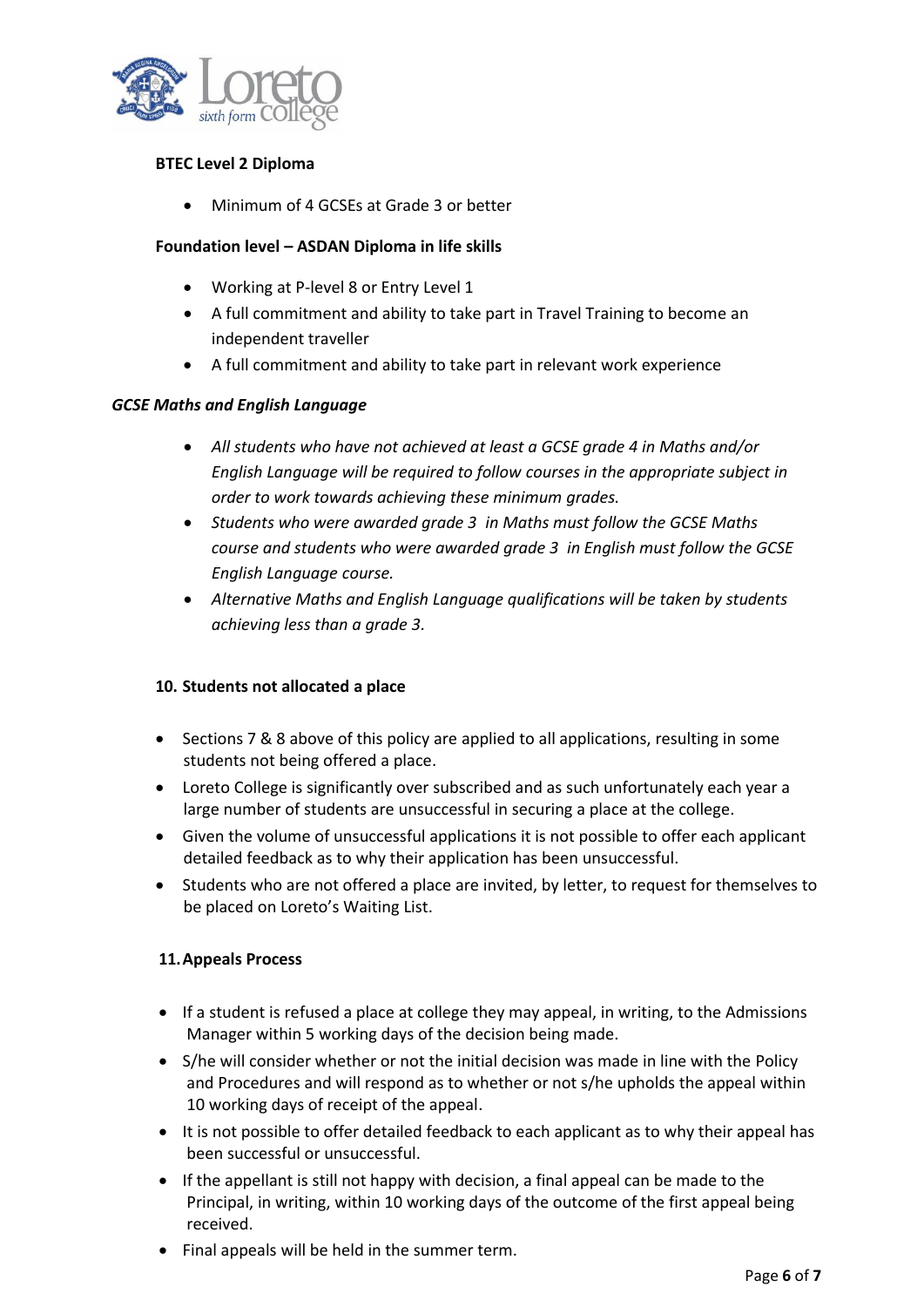**BTEC Level 2 Diploma**

- Minimum of 4 GCSEs at Grade 3 or better

**Foundation level – ASDAN Diploma in life skills**

- Working at P-level 8 or Entry Level 1
- A full commitment and ability to take part in Travel Training to become an independent traveller
- A full commitment and ability to take part in relevant work experience

***GCSE Maths and English Language***

- *All students who have not achieved at least a GCSE grade 4 in Maths and/or English Language will be required to follow courses in the appropriate subject in order to work towards achieving these minimum grades.*
- *Students who were awarded grade 3 in Maths must follow the GCSE Maths course and students who were awarded grade 3 in English must follow the GCSE English Language course.*
- *Alternative Maths and English Language qualifications will be taken by students achieving less than a grade 3.*

## 10. Students not allocated a place

- Sections 7 & 8 above of this policy are applied to all applications, resulting in some students not being offered a place.
- Loreto College is significantly over subscribed and as such unfortunately each year a large number of students are unsuccessful in securing a place at the college.
- Given the volume of unsuccessful applications it is not possible to offer each applicant detailed feedback as to why their application has been unsuccessful.
- Students who are not offered a place are invited, by letter, to request for themselves to be placed on Loreto's Waiting List.

## 11. Appeals Process

- If a student is refused a place at college they may appeal, in writing, to the Admissions Manager within 5 working days of the decision being made.
- S/he will consider whether or not the initial decision was made in line with the Policy and Procedures and will respond as to whether or not s/he upholds the appeal within 10 working days of receipt of the appeal.
- It is not possible to offer detailed feedback to each applicant as to why their appeal has been successful or unsuccessful.
- If the appellant is still not happy with decision, a final appeal can be made to the Principal, in writing, within 10 working days of the outcome of the first appeal being received.
- Final appeals will be held in the summer term.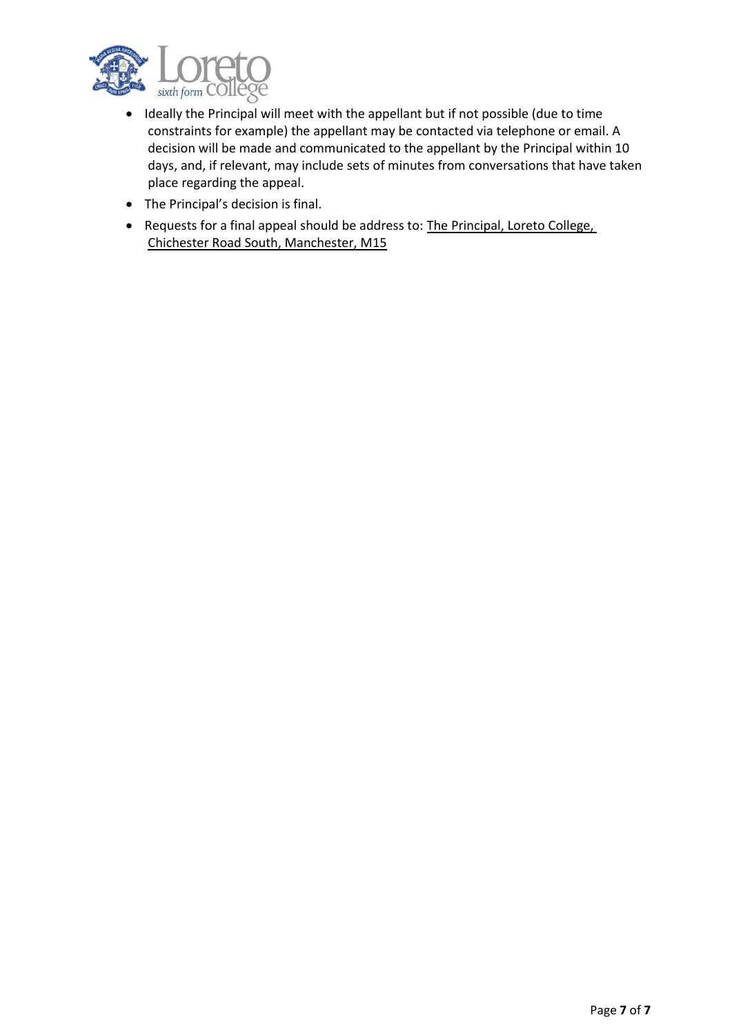- Ideally the Principal will meet with the appellant but if not possible (due to time constraints for example) the appellant may be contacted via telephone or email. A decision will be made and communicated to the appellant by the Principal within 10 days, and, if relevant, may include sets of minutes from conversations that have taken place regarding the appeal.
- The Principal's decision is final.
- Requests for a final appeal should be address to: The Principal, Loreto College, Chichester Road South, Manchester, M15